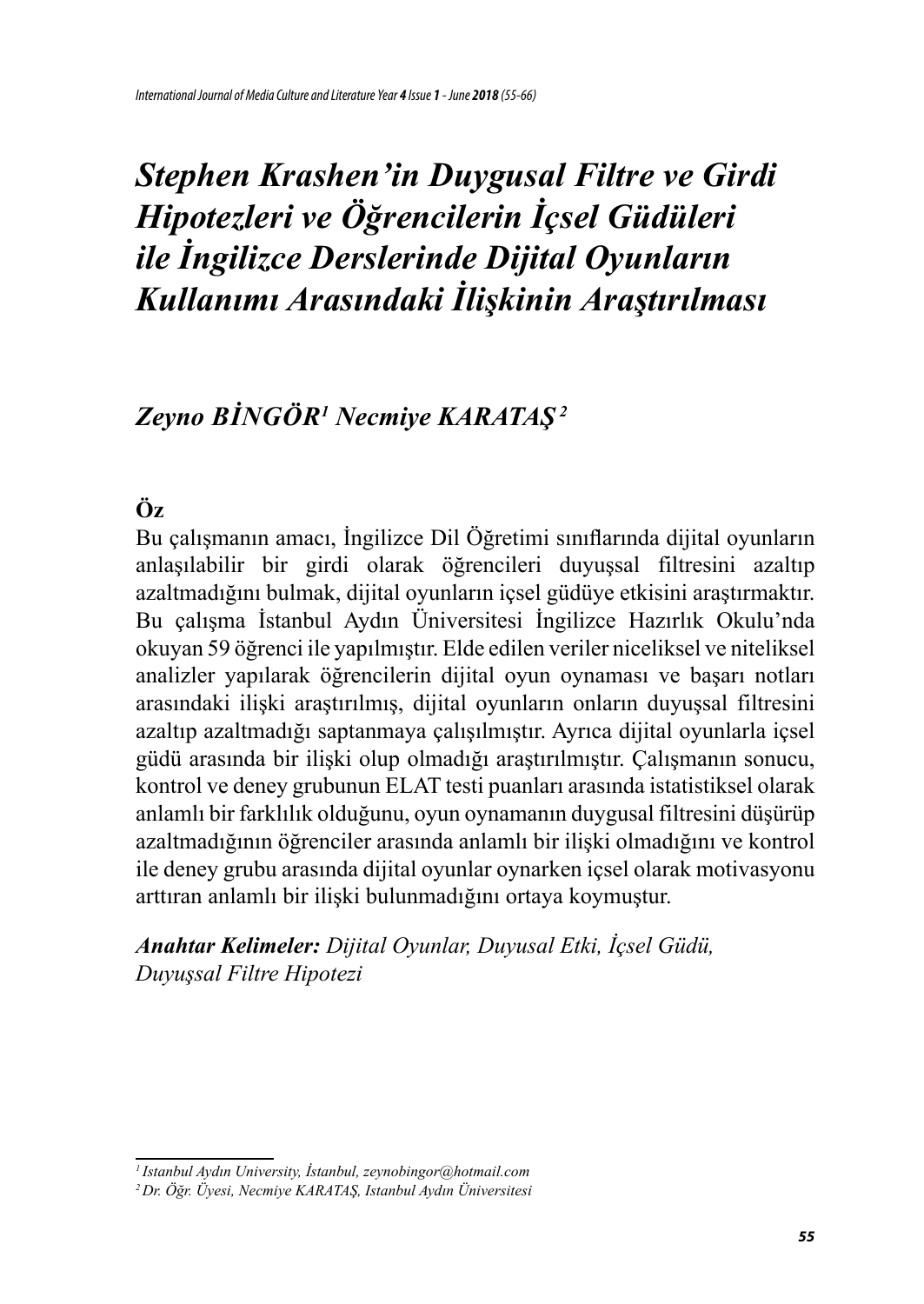# *Stephen Krashen'in Duygusal Filtre ve Girdi Hipotezleri ve Öğrencilerin İçsel Güdüleri ile İngilizce Derslerinde Dijital Oyunların Kullanımı Arasındaki İlişkinin Araştırılması*

***Zeyno BİNGÖR[1] Necmiye KARATAŞ[2]***

## Öz

Bu çalışmanın amacı, İngilizce Dil Öğretimi sınıflarında dijital oyunların anlaşılabilir bir girdi olarak öğrencileri duyuşsal filtresini azaltıp azaltmadığını bulmak, dijital oyunların içsel güdüye etkisini araştırmaktır. Bu çalışma İstanbul Aydın Üniversitesi İngilizce Hazırlık Okulu'nda okuyan 59 öğrenci ile yapılmıştır. Elde edilen veriler niceliksel ve niteliksel analizler yapılarak öğrencilerin dijital oyun oynaması ve başarı notları arasındaki ilişki araştırılmış, dijital oyunların onların duyuşsal filtresini azaltıp azaltmadığı saptanmaya çalışılmıştır. Ayrıca dijital oyunlarla içsel güdü arasında bir ilişki olup olmadığı araştırılmıştır. Çalışmanın sonucu, kontrol ve deney grubunun ELAT testi puanları arasında istatistiksel olarak anlamlı bir farklılık olduğunu, oyun oynamanın duygusal filtresini düşürüp azaltmadığının öğrenciler arasında anlamlı bir ilişki olmadığını ve kontrol ile deney grubu arasında dijital oyunlar oynarken içsel olarak motivasyonu arttıran anlamlı bir ilişki bulunmadığını ortaya koymuştur.

***Anahtar Kelimeler:*** *Dijital Oyunlar, Duyusal Etki, İçsel Güdü, Duyuşsal Filtre Hipotezi*

---

*[1] Istanbul Aydın University, İstanbul, zeynobingor@hotmail.com*

*[2] Dr. Öğr. Üyesi, Necmiye KARATAŞ, Istanbul Aydın Üniversitesi*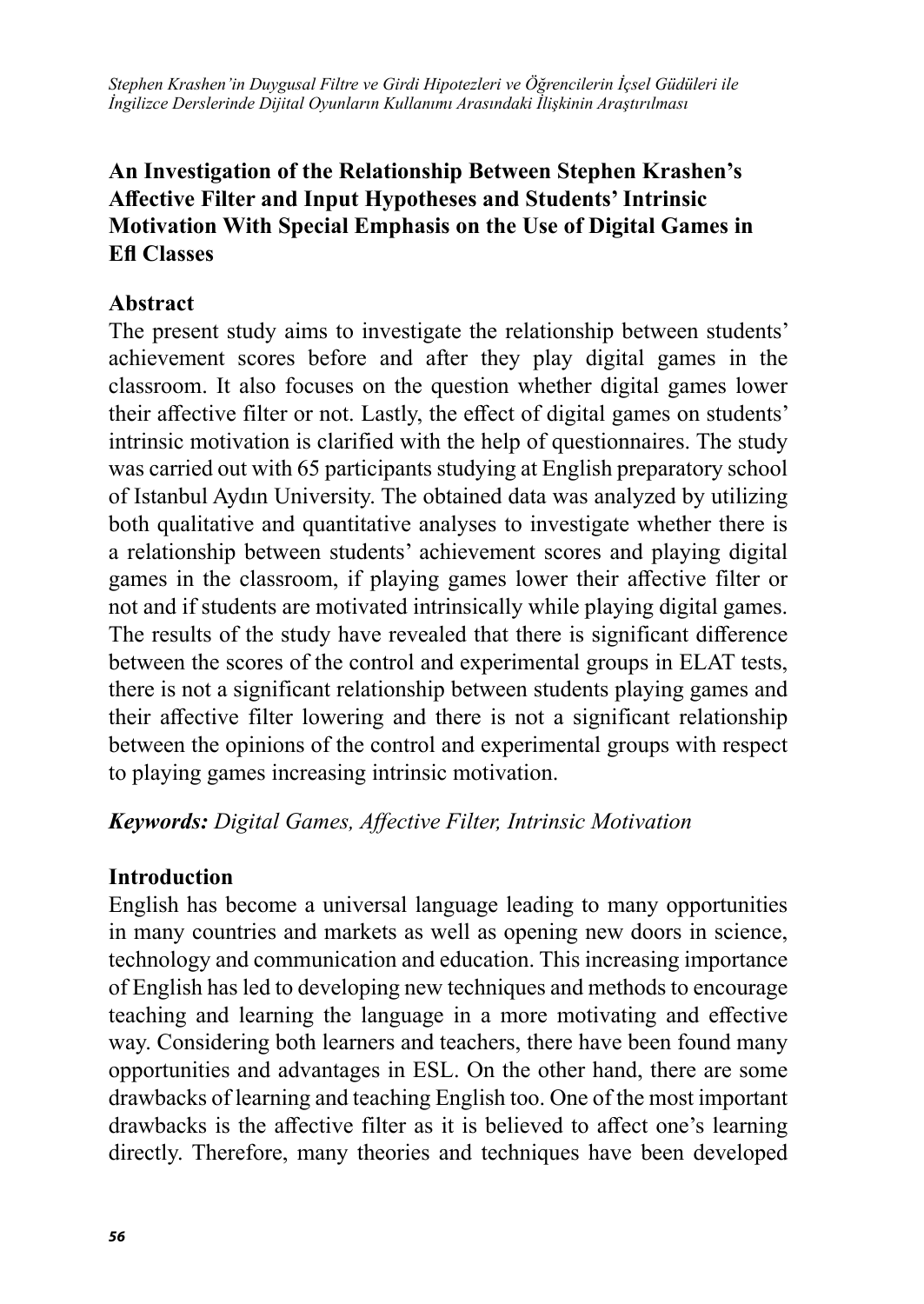## An Investigation of the Relationship Between Stephen Krashen's Affective Filter and Input Hypotheses and Students' Intrinsic Motivation With Special Emphasis on the Use of Digital Games in Efl Classes

### Abstract

The present study aims to investigate the relationship between students' achievement scores before and after they play digital games in the classroom. It also focuses on the question whether digital games lower their affective filter or not. Lastly, the effect of digital games on students' intrinsic motivation is clarified with the help of questionnaires. The study was carried out with 65 participants studying at English preparatory school of Istanbul Aydın University. The obtained data was analyzed by utilizing both qualitative and quantitative analyses to investigate whether there is a relationship between students' achievement scores and playing digital games in the classroom, if playing games lower their affective filter or not and if students are motivated intrinsically while playing digital games. The results of the study have revealed that there is significant difference between the scores of the control and experimental groups in ELAT tests, there is not a significant relationship between students playing games and their affective filter lowering and there is not a significant relationship between the opinions of the control and experimental groups with respect to playing games increasing intrinsic motivation.

***Keywords:*** *Digital Games, Affective Filter, Intrinsic Motivation*

### Introduction

English has become a universal language leading to many opportunities in many countries and markets as well as opening new doors in science, technology and communication and education. This increasing importance of English has led to developing new techniques and methods to encourage teaching and learning the language in a more motivating and effective way. Considering both learners and teachers, there have been found many opportunities and advantages in ESL. On the other hand, there are some drawbacks of learning and teaching English too. One of the most important drawbacks is the affective filter as it is believed to affect one's learning directly. Therefore, many theories and techniques have been developed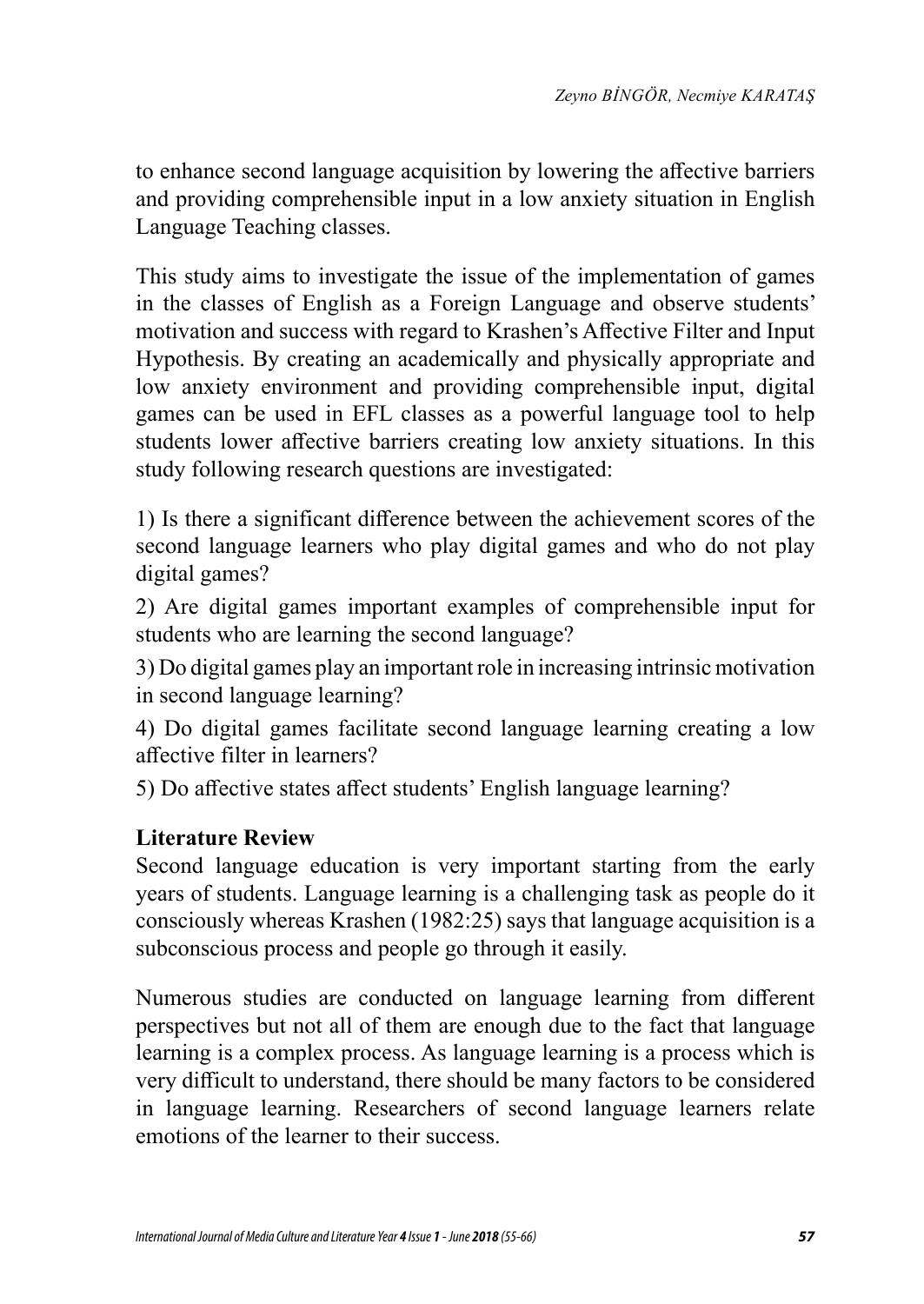to enhance second language acquisition by lowering the affective barriers and providing comprehensible input in a low anxiety situation in English Language Teaching classes.

This study aims to investigate the issue of the implementation of games in the classes of English as a Foreign Language and observe students' motivation and success with regard to Krashen's Affective Filter and Input Hypothesis. By creating an academically and physically appropriate and low anxiety environment and providing comprehensible input, digital games can be used in EFL classes as a powerful language tool to help students lower affective barriers creating low anxiety situations. In this study following research questions are investigated:

1) Is there a significant difference between the achievement scores of the second language learners who play digital games and who do not play digital games?

2) Are digital games important examples of comprehensible input for students who are learning the second language?

3) Do digital games play an important role in increasing intrinsic motivation in second language learning?

4) Do digital games facilitate second language learning creating a low affective filter in learners?

5) Do affective states affect students' English language learning?

## Literature Review

Second language education is very important starting from the early years of students. Language learning is a challenging task as people do it consciously whereas Krashen (1982:25) says that language acquisition is a subconscious process and people go through it easily.

Numerous studies are conducted on language learning from different perspectives but not all of them are enough due to the fact that language learning is a complex process. As language learning is a process which is very difficult to understand, there should be many factors to be considered in language learning. Researchers of second language learners relate emotions of the learner to their success.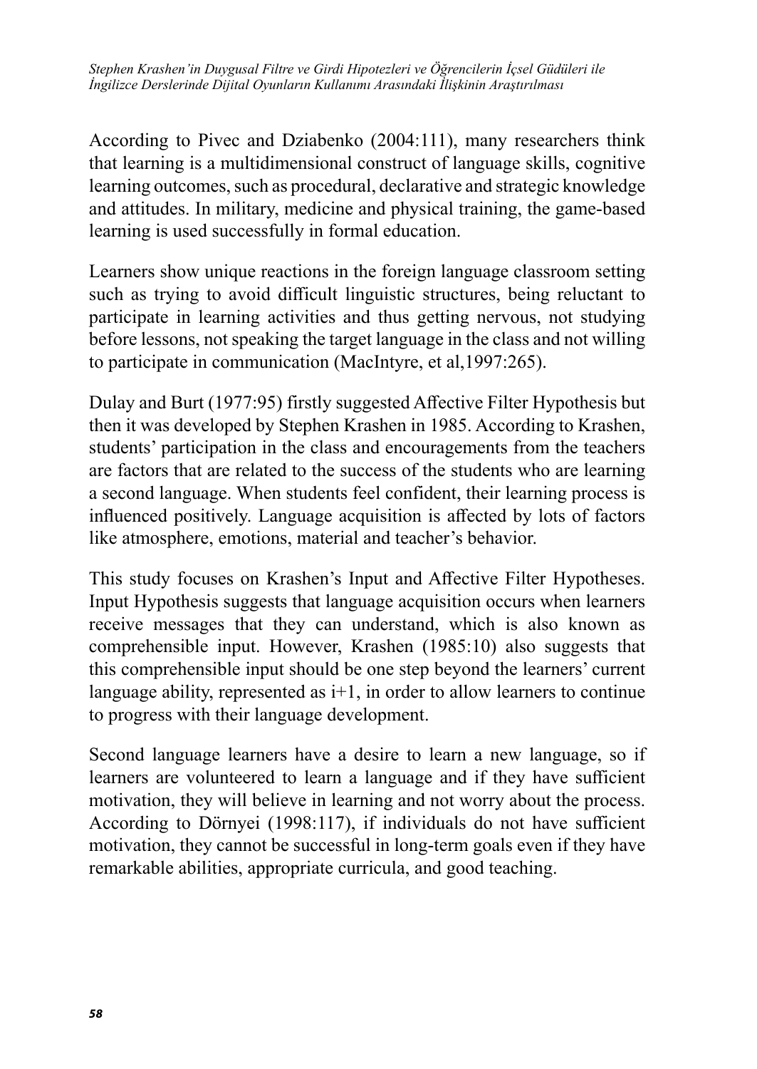According to Pivec and Dziabenko (2004:111), many researchers think that learning is a multidimensional construct of language skills, cognitive learning outcomes, such as procedural, declarative and strategic knowledge and attitudes. In military, medicine and physical training, the game-based learning is used successfully in formal education.

Learners show unique reactions in the foreign language classroom setting such as trying to avoid difficult linguistic structures, being reluctant to participate in learning activities and thus getting nervous, not studying before lessons, not speaking the target language in the class and not willing to participate in communication (MacIntyre, et al,1997:265).

Dulay and Burt (1977:95) firstly suggested Affective Filter Hypothesis but then it was developed by Stephen Krashen in 1985. According to Krashen, students' participation in the class and encouragements from the teachers are factors that are related to the success of the students who are learning a second language. When students feel confident, their learning process is influenced positively. Language acquisition is affected by lots of factors like atmosphere, emotions, material and teacher's behavior.

This study focuses on Krashen's Input and Affective Filter Hypotheses. Input Hypothesis suggests that language acquisition occurs when learners receive messages that they can understand, which is also known as comprehensible input. However, Krashen (1985:10) also suggests that this comprehensible input should be one step beyond the learners' current language ability, represented as i+1, in order to allow learners to continue to progress with their language development.

Second language learners have a desire to learn a new language, so if learners are volunteered to learn a language and if they have sufficient motivation, they will believe in learning and not worry about the process. According to Dörnyei (1998:117), if individuals do not have sufficient motivation, they cannot be successful in long-term goals even if they have remarkable abilities, appropriate curricula, and good teaching.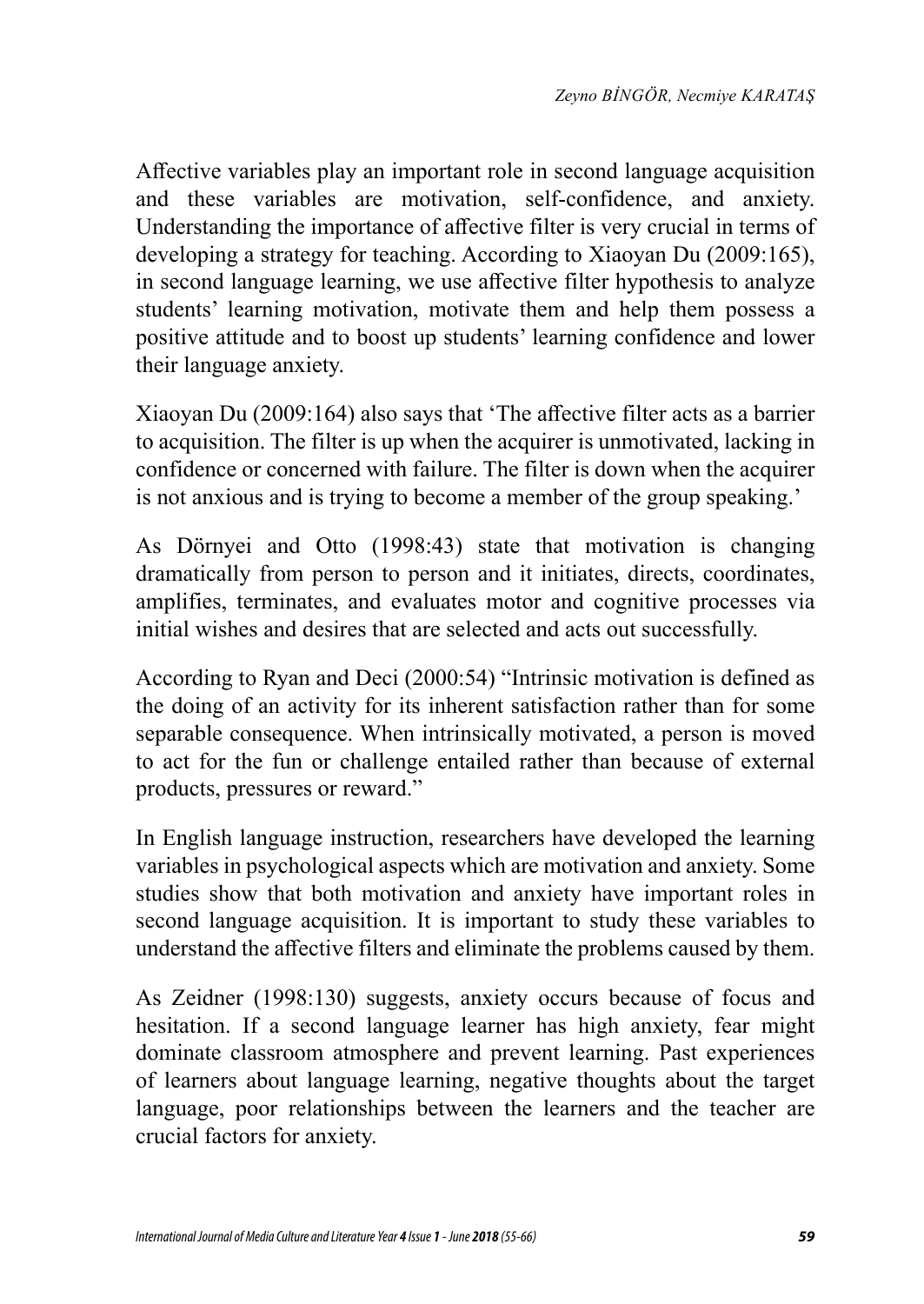Affective variables play an important role in second language acquisition and these variables are motivation, self-confidence, and anxiety. Understanding the importance of affective filter is very crucial in terms of developing a strategy for teaching. According to Xiaoyan Du (2009:165), in second language learning, we use affective filter hypothesis to analyze students' learning motivation, motivate them and help them possess a positive attitude and to boost up students' learning confidence and lower their language anxiety.

Xiaoyan Du (2009:164) also says that 'The affective filter acts as a barrier to acquisition. The filter is up when the acquirer is unmotivated, lacking in confidence or concerned with failure. The filter is down when the acquirer is not anxious and is trying to become a member of the group speaking.'

As Dörnyei and Otto (1998:43) state that motivation is changing dramatically from person to person and it initiates, directs, coordinates, amplifies, terminates, and evaluates motor and cognitive processes via initial wishes and desires that are selected and acts out successfully.

According to Ryan and Deci (2000:54) "Intrinsic motivation is defined as the doing of an activity for its inherent satisfaction rather than for some separable consequence. When intrinsically motivated, a person is moved to act for the fun or challenge entailed rather than because of external products, pressures or reward."

In English language instruction, researchers have developed the learning variables in psychological aspects which are motivation and anxiety. Some studies show that both motivation and anxiety have important roles in second language acquisition. It is important to study these variables to understand the affective filters and eliminate the problems caused by them.

As Zeidner (1998:130) suggests, anxiety occurs because of focus and hesitation. If a second language learner has high anxiety, fear might dominate classroom atmosphere and prevent learning. Past experiences of learners about language learning, negative thoughts about the target language, poor relationships between the learners and the teacher are crucial factors for anxiety.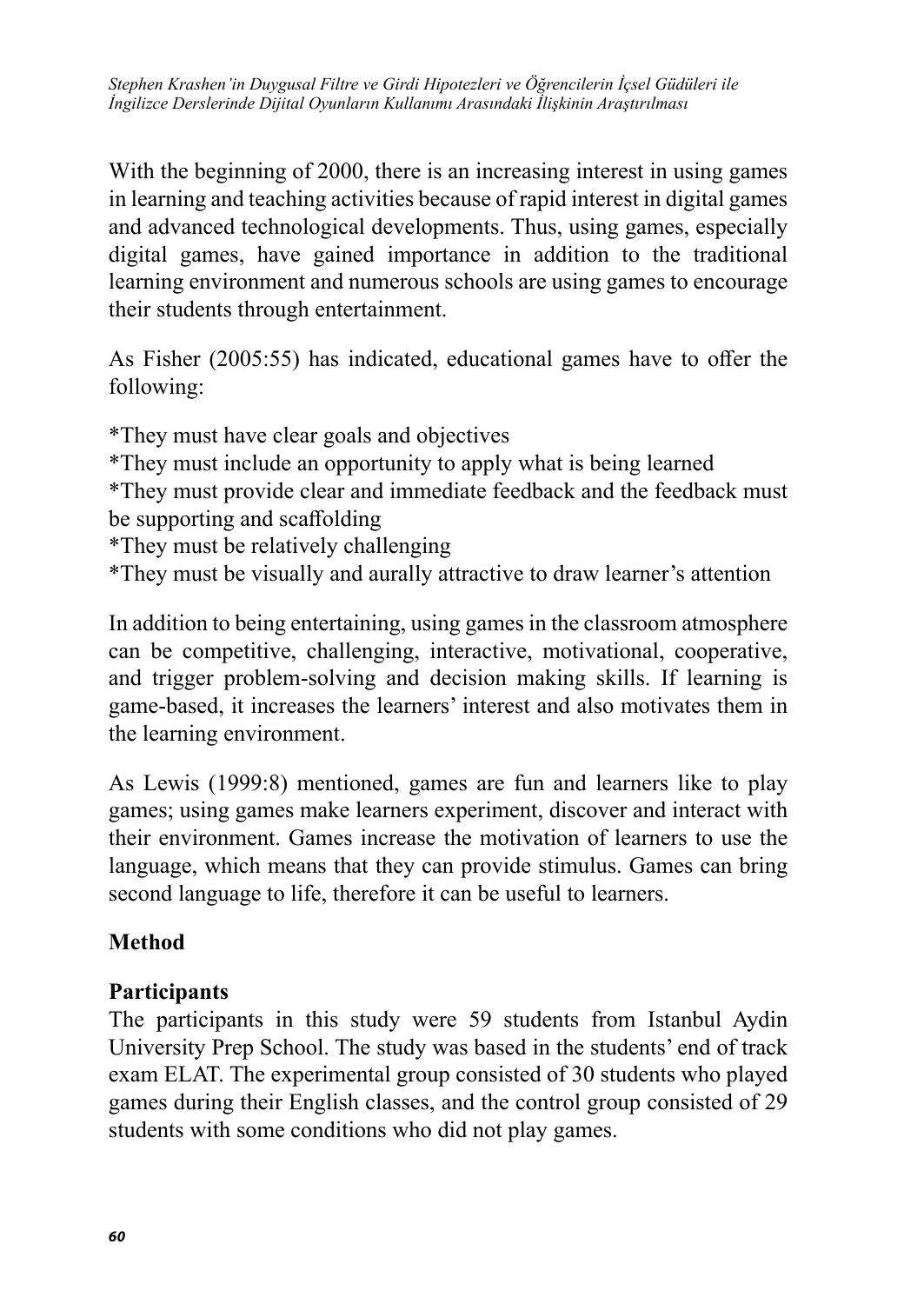With the beginning of 2000, there is an increasing interest in using games in learning and teaching activities because of rapid interest in digital games and advanced technological developments. Thus, using games, especially digital games, have gained importance in addition to the traditional learning environment and numerous schools are using games to encourage their students through entertainment.

As Fisher (2005:55) has indicated, educational games have to offer the following:

*They must have clear goals and objectives
*They must include an opportunity to apply what is being learned
*They must provide clear and immediate feedback and the feedback must be supporting and scaffolding
*They must be relatively challenging
*They must be visually and aurally attractive to draw learner's attention

In addition to being entertaining, using games in the classroom atmosphere can be competitive, challenging, interactive, motivational, cooperative, and trigger problem-solving and decision making skills. If learning is game-based, it increases the learners' interest and also motivates them in the learning environment.

As Lewis (1999:8) mentioned, games are fun and learners like to play games; using games make learners experiment, discover and interact with their environment. Games increase the motivation of learners to use the language, which means that they can provide stimulus. Games can bring second language to life, therefore it can be useful to learners.

## Method

### Participants

The participants in this study were 59 students from Istanbul Aydin University Prep School. The study was based in the students' end of track exam ELAT. The experimental group consisted of 30 students who played games during their English classes, and the control group consisted of 29 students with some conditions who did not play games.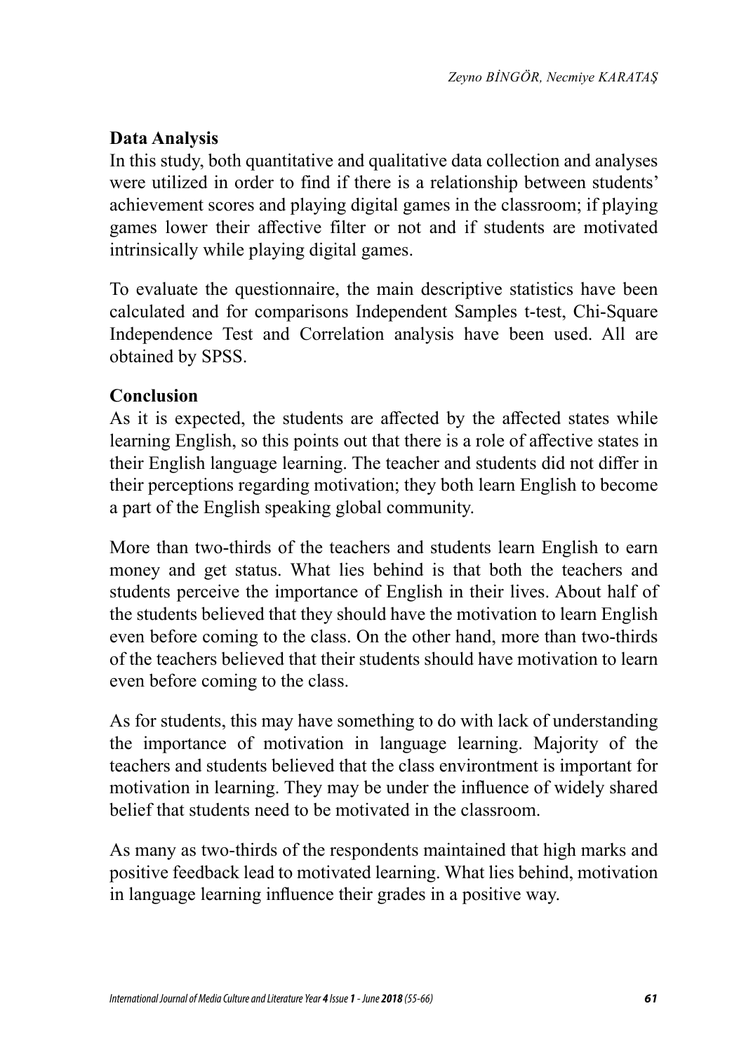## Data Analysis

In this study, both quantitative and qualitative data collection and analyses were utilized in order to find if there is a relationship between students' achievement scores and playing digital games in the classroom; if playing games lower their affective filter or not and if students are motivated intrinsically while playing digital games.

To evaluate the questionnaire, the main descriptive statistics have been calculated and for comparisons Independent Samples t-test, Chi-Square Independence Test and Correlation analysis have been used. All are obtained by SPSS.

## Conclusion

As it is expected, the students are affected by the affected states while learning English, so this points out that there is a role of affective states in their English language learning. The teacher and students did not differ in their perceptions regarding motivation; they both learn English to become a part of the English speaking global community.

More than two-thirds of the teachers and students learn English to earn money and get status. What lies behind is that both the teachers and students perceive the importance of English in their lives. About half of the students believed that they should have the motivation to learn English even before coming to the class. On the other hand, more than two-thirds of the teachers believed that their students should have motivation to learn even before coming to the class.

As for students, this may have something to do with lack of understanding the importance of motivation in language learning. Majority of the teachers and students believed that the class environtment is important for motivation in learning. They may be under the influence of widely shared belief that students need to be motivated in the classroom.

As many as two-thirds of the respondents maintained that high marks and positive feedback lead to motivated learning. What lies behind, motivation in language learning influence their grades in a positive way.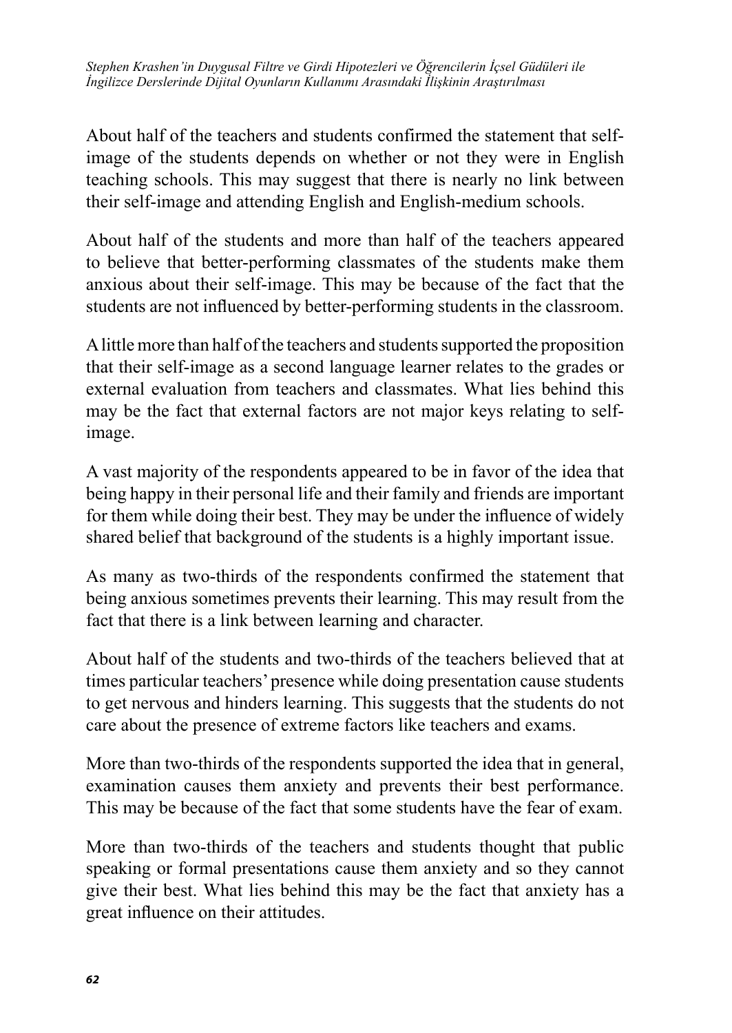About half of the teachers and students confirmed the statement that self-image of the students depends on whether or not they were in English teaching schools. This may suggest that there is nearly no link between their self-image and attending English and English-medium schools.

About half of the students and more than half of the teachers appeared to believe that better-performing classmates of the students make them anxious about their self-image. This may be because of the fact that the students are not influenced by better-performing students in the classroom.

A little more than half of the teachers and students supported the proposition that their self-image as a second language learner relates to the grades or external evaluation from teachers and classmates. What lies behind this may be the fact that external factors are not major keys relating to self-image.

A vast majority of the respondents appeared to be in favor of the idea that being happy in their personal life and their family and friends are important for them while doing their best. They may be under the influence of widely shared belief that background of the students is a highly important issue.

As many as two-thirds of the respondents confirmed the statement that being anxious sometimes prevents their learning. This may result from the fact that there is a link between learning and character.

About half of the students and two-thirds of the teachers believed that at times particular teachers' presence while doing presentation cause students to get nervous and hinders learning. This suggests that the students do not care about the presence of extreme factors like teachers and exams.

More than two-thirds of the respondents supported the idea that in general, examination causes them anxiety and prevents their best performance. This may be because of the fact that some students have the fear of exam.

More than two-thirds of the teachers and students thought that public speaking or formal presentations cause them anxiety and so they cannot give their best. What lies behind this may be the fact that anxiety has a great influence on their attitudes.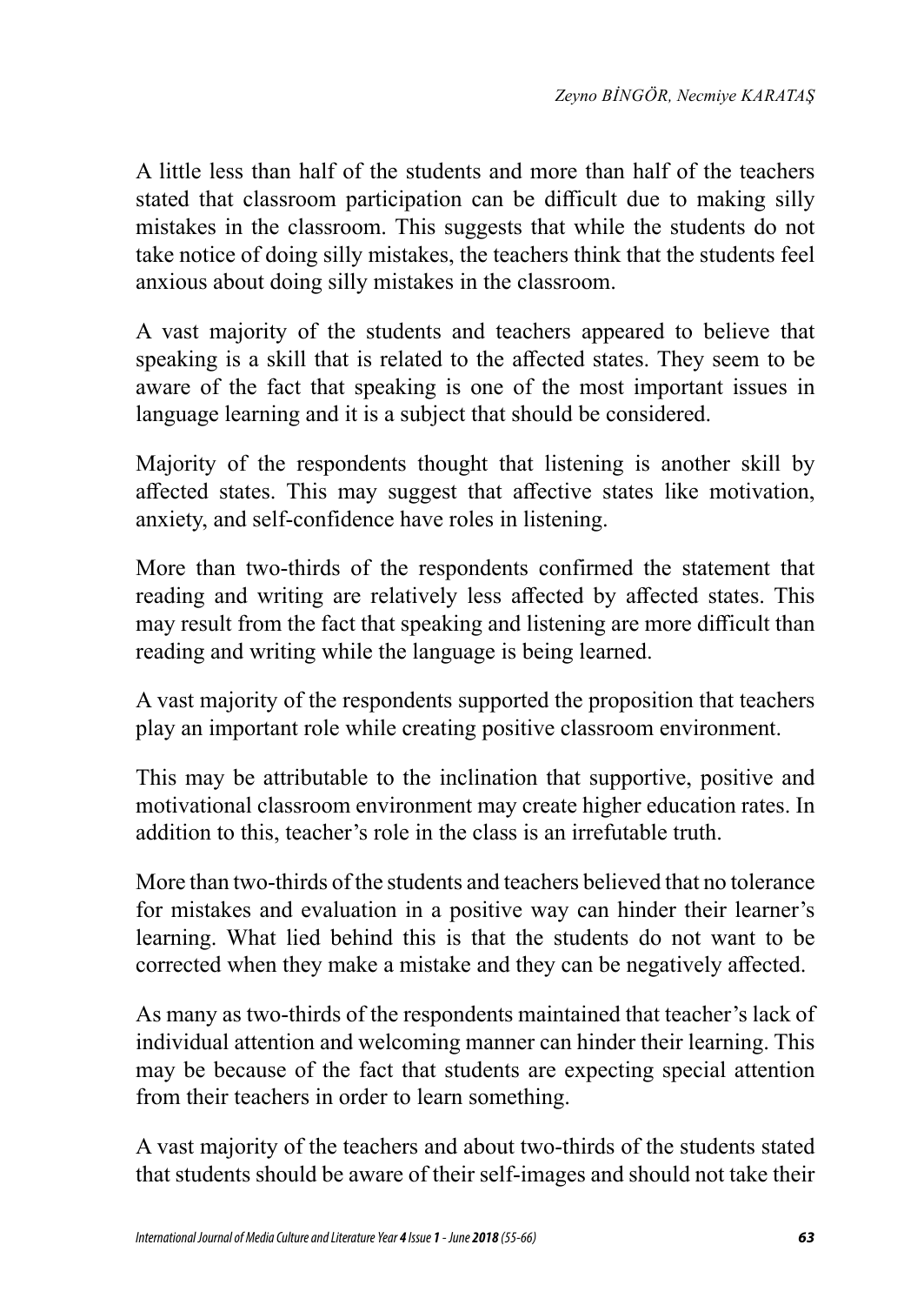A little less than half of the students and more than half of the teachers stated that classroom participation can be difficult due to making silly mistakes in the classroom. This suggests that while the students do not take notice of doing silly mistakes, the teachers think that the students feel anxious about doing silly mistakes in the classroom.

A vast majority of the students and teachers appeared to believe that speaking is a skill that is related to the affected states. They seem to be aware of the fact that speaking is one of the most important issues in language learning and it is a subject that should be considered.

Majority of the respondents thought that listening is another skill by affected states. This may suggest that affective states like motivation, anxiety, and self-confidence have roles in listening.

More than two-thirds of the respondents confirmed the statement that reading and writing are relatively less affected by affected states. This may result from the fact that speaking and listening are more difficult than reading and writing while the language is being learned.

A vast majority of the respondents supported the proposition that teachers play an important role while creating positive classroom environment.

This may be attributable to the inclination that supportive, positive and motivational classroom environment may create higher education rates. In addition to this, teacher's role in the class is an irrefutable truth.

More than two-thirds of the students and teachers believed that no tolerance for mistakes and evaluation in a positive way can hinder their learner's learning. What lied behind this is that the students do not want to be corrected when they make a mistake and they can be negatively affected.

As many as two-thirds of the respondents maintained that teacher's lack of individual attention and welcoming manner can hinder their learning. This may be because of the fact that students are expecting special attention from their teachers in order to learn something.

A vast majority of the teachers and about two-thirds of the students stated that students should be aware of their self-images and should not take their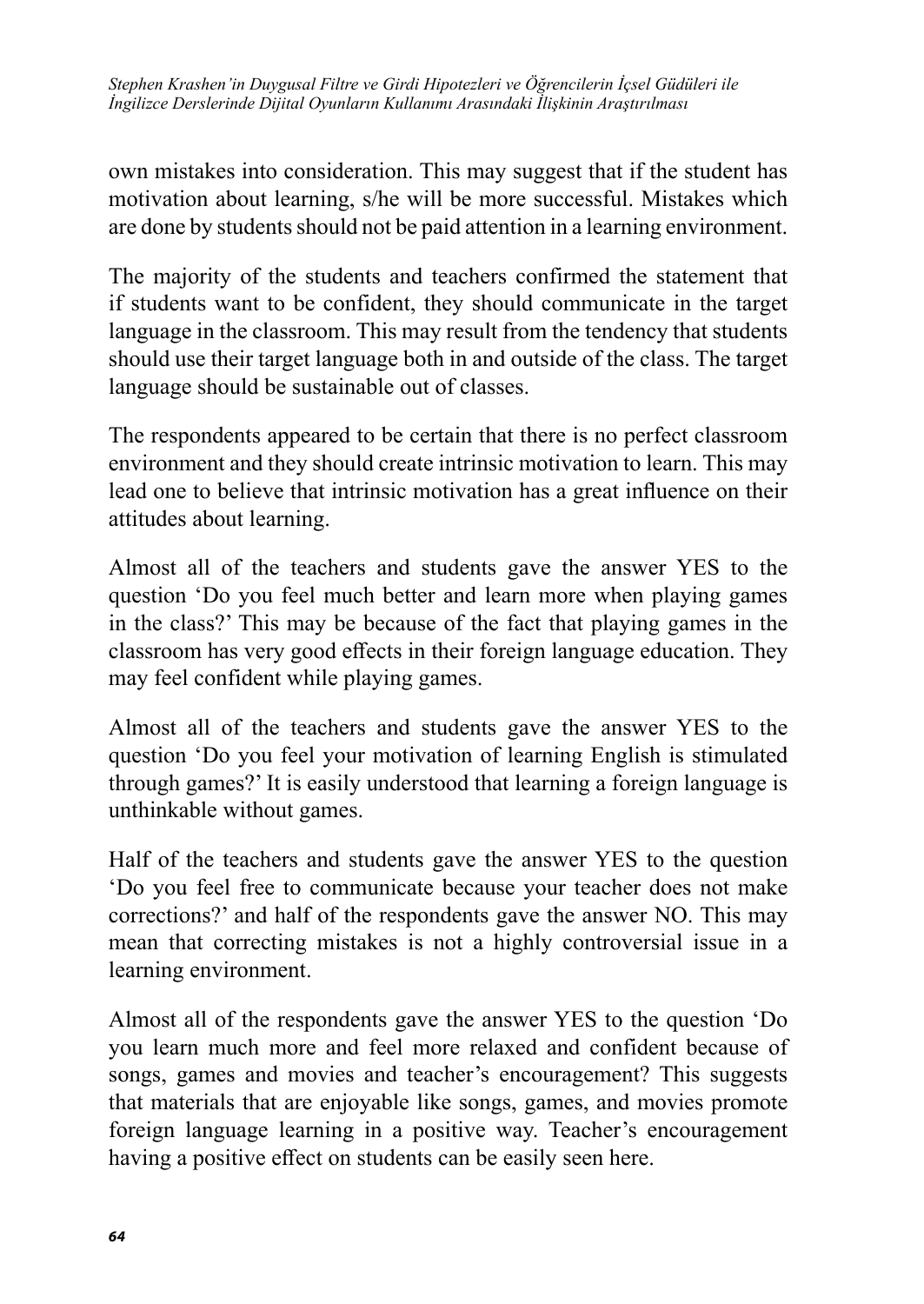own mistakes into consideration. This may suggest that if the student has motivation about learning, s/he will be more successful. Mistakes which are done by students should not be paid attention in a learning environment.

The majority of the students and teachers confirmed the statement that if students want to be confident, they should communicate in the target language in the classroom. This may result from the tendency that students should use their target language both in and outside of the class. The target language should be sustainable out of classes.

The respondents appeared to be certain that there is no perfect classroom environment and they should create intrinsic motivation to learn. This may lead one to believe that intrinsic motivation has a great influence on their attitudes about learning.

Almost all of the teachers and students gave the answer YES to the question 'Do you feel much better and learn more when playing games in the class?' This may be because of the fact that playing games in the classroom has very good effects in their foreign language education. They may feel confident while playing games.

Almost all of the teachers and students gave the answer YES to the question 'Do you feel your motivation of learning English is stimulated through games?' It is easily understood that learning a foreign language is unthinkable without games.

Half of the teachers and students gave the answer YES to the question 'Do you feel free to communicate because your teacher does not make corrections?' and half of the respondents gave the answer NO. This may mean that correcting mistakes is not a highly controversial issue in a learning environment.

Almost all of the respondents gave the answer YES to the question 'Do you learn much more and feel more relaxed and confident because of songs, games and movies and teacher's encouragement? This suggests that materials that are enjoyable like songs, games, and movies promote foreign language learning in a positive way. Teacher's encouragement having a positive effect on students can be easily seen here.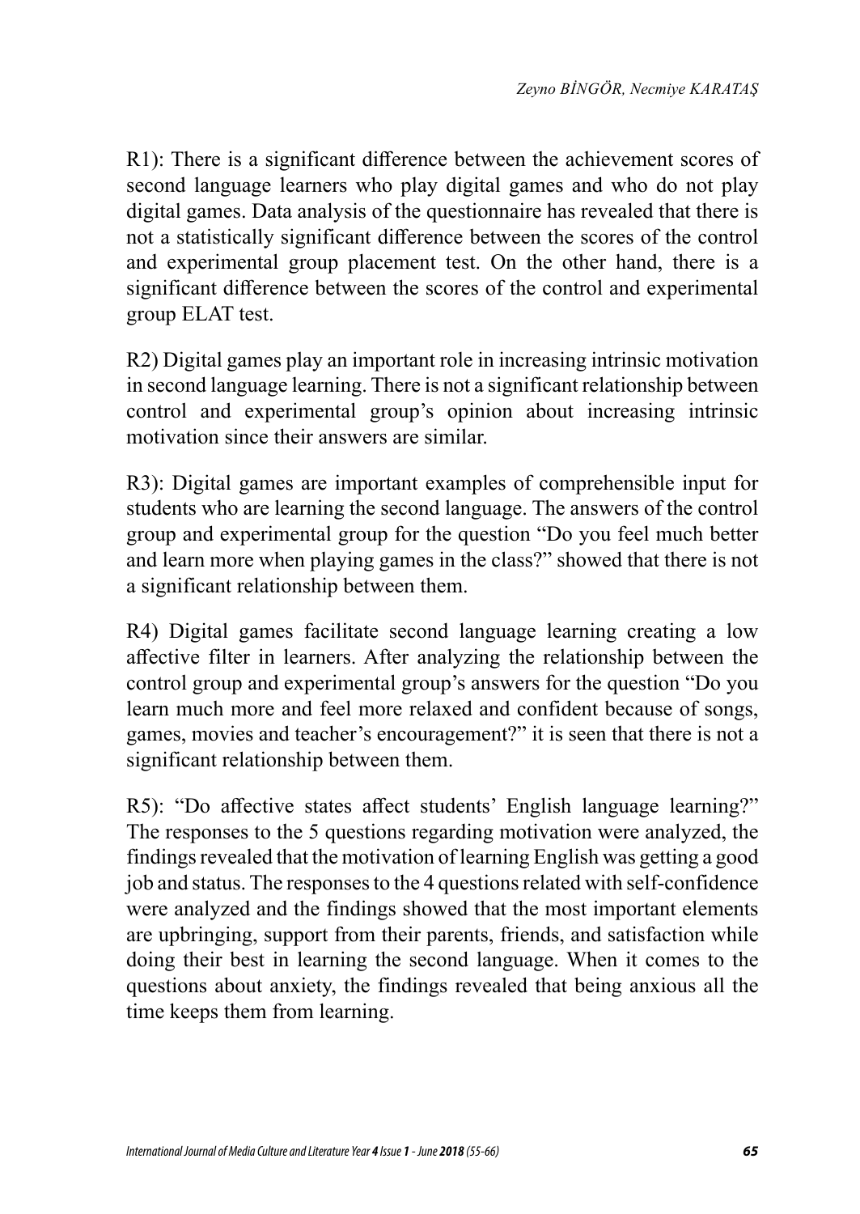R1): There is a significant difference between the achievement scores of second language learners who play digital games and who do not play digital games. Data analysis of the questionnaire has revealed that there is not a statistically significant difference between the scores of the control and experimental group placement test. On the other hand, there is a significant difference between the scores of the control and experimental group ELAT test.

R2) Digital games play an important role in increasing intrinsic motivation in second language learning. There is not a significant relationship between control and experimental group's opinion about increasing intrinsic motivation since their answers are similar.

R3): Digital games are important examples of comprehensible input for students who are learning the second language. The answers of the control group and experimental group for the question "Do you feel much better and learn more when playing games in the class?" showed that there is not a significant relationship between them.

R4) Digital games facilitate second language learning creating a low affective filter in learners. After analyzing the relationship between the control group and experimental group's answers for the question "Do you learn much more and feel more relaxed and confident because of songs, games, movies and teacher's encouragement?" it is seen that there is not a significant relationship between them.

R5): "Do affective states affect students' English language learning?" The responses to the 5 questions regarding motivation were analyzed, the findings revealed that the motivation of learning English was getting a good job and status. The responses to the 4 questions related with self-confidence were analyzed and the findings showed that the most important elements are upbringing, support from their parents, friends, and satisfaction while doing their best in learning the second language. When it comes to the questions about anxiety, the findings revealed that being anxious all the time keeps them from learning.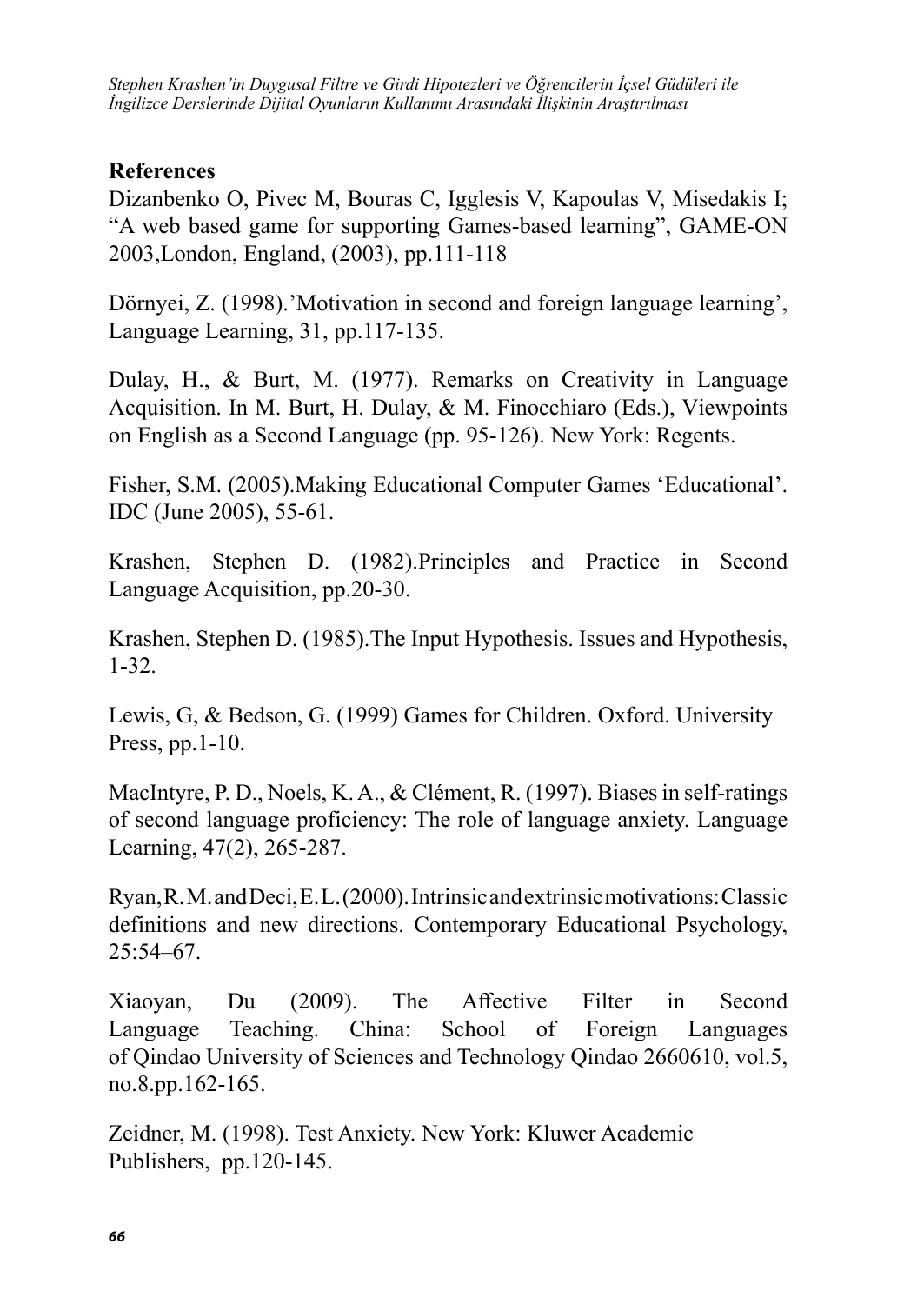## References

Dizanbenko O, Pivec M, Bouras C, Igglesis V, Kapoulas V, Misedakis I; “A web based game for supporting Games-based learning”, GAME-ON 2003,London, England, (2003), pp.111-118

Dörnyei, Z. (1998).’Motivation in second and foreign language learning’, Language Learning, 31, pp.117-135.

Dulay, H., & Burt, M. (1977). Remarks on Creativity in Language Acquisition. In M. Burt, H. Dulay, & M. Finocchiaro (Eds.), Viewpoints on English as a Second Language (pp. 95-126). New York: Regents.

Fisher, S.M. (2005).Making Educational Computer Games ‘Educational’. IDC (June 2005), 55-61.

Krashen, Stephen D. (1982).Principles and Practice in Second Language Acquisition, pp.20-30.

Krashen, Stephen D. (1985).The Input Hypothesis. Issues and Hypothesis, 1-32.

Lewis, G, & Bedson, G. (1999) Games for Children. Oxford. University Press, pp.1-10.

MacIntyre, P. D., Noels, K. A., & Clément, R. (1997). Biases in self-ratings of second language proficiency: The role of language anxiety. Language Learning, 47(2), 265-287.

Ryan, R. M. and Deci, E. L. (2000). Intrinsic and extrinsic motivations: Classic definitions and new directions. Contemporary Educational Psychology, 25:54–67.

Xiaoyan, Du (2009). The Affective Filter in Second Language Teaching. China: School of Foreign Languages of Qindao University of Sciences and Technology Qindao 2660610, vol.5, no.8.pp.162-165.

Zeidner, M. (1998). Test Anxiety. New York: Kluwer Academic Publishers, pp.120-145.